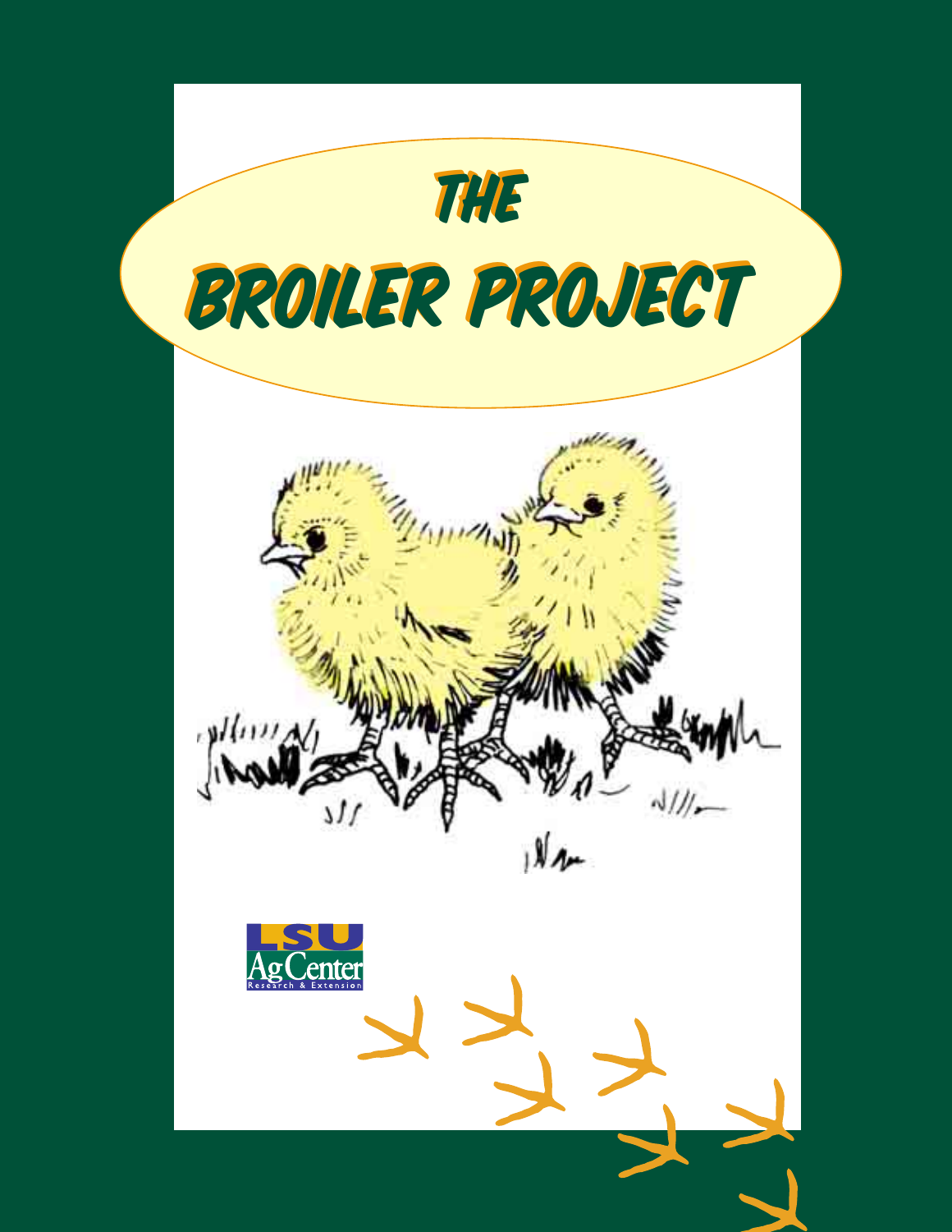# THE BROILER PROJECT

LSU AgCenter
Research & Extension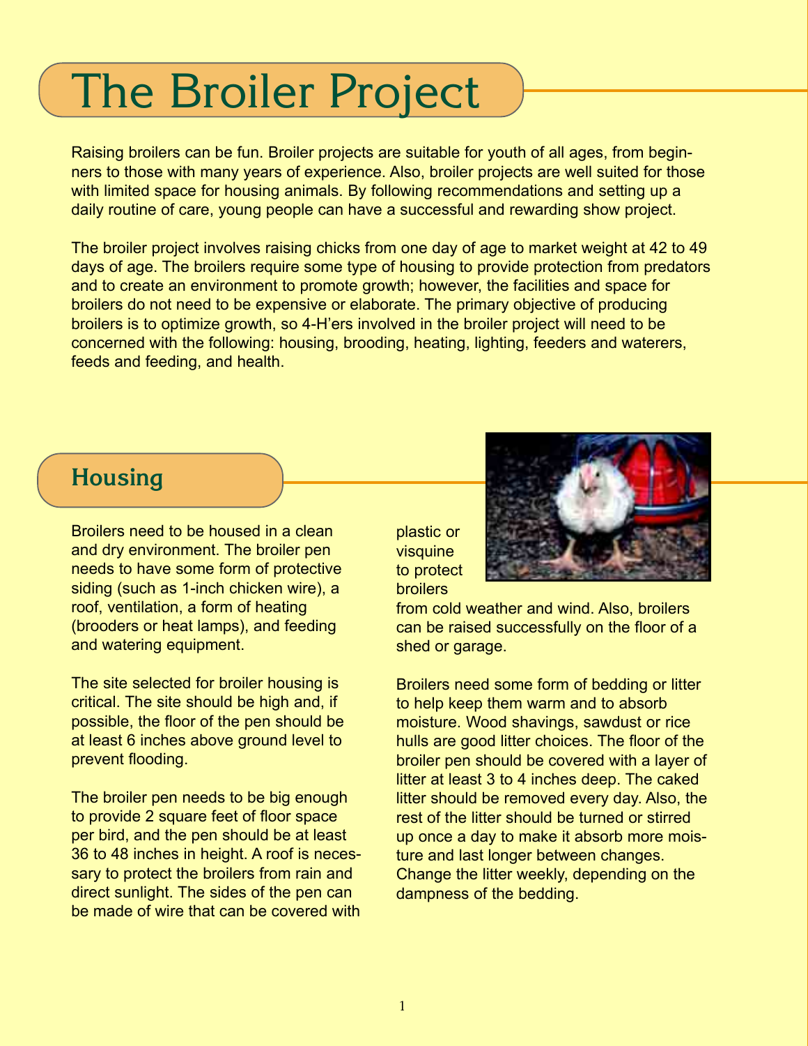# The Broiler Project

Raising broilers can be fun. Broiler projects are suitable for youth of all ages, from beginners to those with many years of experience. Also, broiler projects are well suited for those with limited space for housing animals. By following recommendations and setting up a daily routine of care, young people can have a successful and rewarding show project.

The broiler project involves raising chicks from one day of age to market weight at 42 to 49 days of age. The broilers require some type of housing to provide protection from predators and to create an environment to promote growth; however, the facilities and space for broilers do not need to be expensive or elaborate. The primary objective of producing broilers is to optimize growth, so 4-H'ers involved in the broiler project will need to be concerned with the following: housing, brooding, heating, lighting, feeders and waterers, feeds and feeding, and health.

## Housing

Broilers need to be housed in a clean and dry environment. The broiler pen needs to have some form of protective siding (such as 1-inch chicken wire), a roof, ventilation, a form of heating (brooders or heat lamps), and feeding and watering equipment.

The site selected for broiler housing is critical. The site should be high and, if possible, the floor of the pen should be at least 6 inches above ground level to prevent flooding.

The broiler pen needs to be big enough to provide 2 square feet of floor space per bird, and the pen should be at least 36 to 48 inches in height. A roof is necessary to protect the broilers from rain and direct sunlight. The sides of the pen can be made of wire that can be covered with plastic or visquine to protect broilers from cold weather and wind. Also, broilers can be raised successfully on the floor of a shed or garage.

Broilers need some form of bedding or litter to help keep them warm and to absorb moisture. Wood shavings, sawdust or rice hulls are good litter choices. The floor of the broiler pen should be covered with a layer of litter at least 3 to 4 inches deep. The caked litter should be removed every day. Also, the rest of the litter should be turned or stirred up once a day to make it absorb more moisture and last longer between changes. Change the litter weekly, depending on the dampness of the bedding.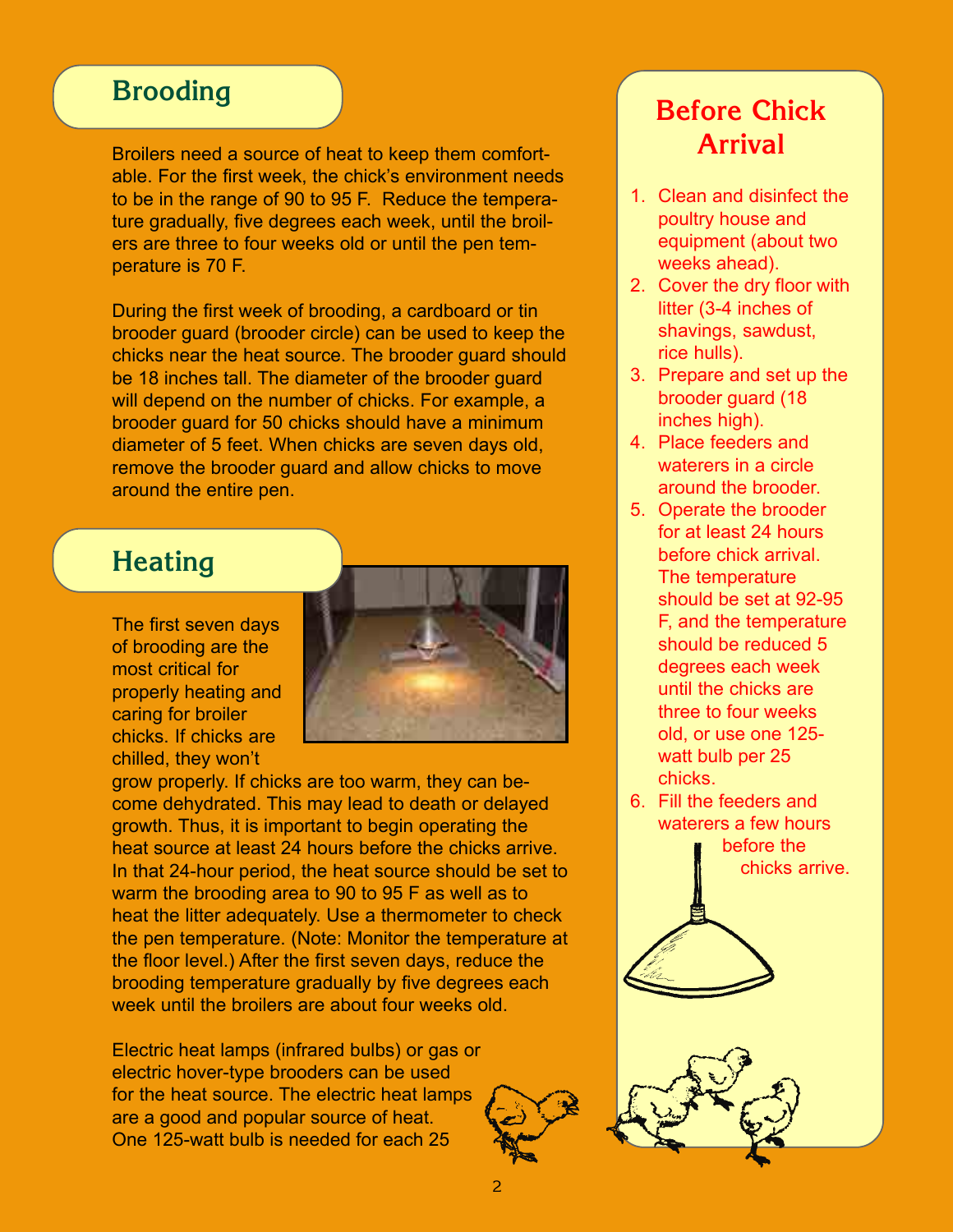## Brooding

Broilers need a source of heat to keep them comfortable. For the first week, the chick's environment needs to be in the range of 90 to 95 F. Reduce the temperature gradually, five degrees each week, until the broilers are three to four weeks old or until the pen temperature is 70 F.

During the first week of brooding, a cardboard or tin brooder guard (brooder circle) can be used to keep the chicks near the heat source. The brooder guard should be 18 inches tall. The diameter of the brooder guard will depend on the number of chicks. For example, a brooder guard for 50 chicks should have a minimum diameter of 5 feet. When chicks are seven days old, remove the brooder guard and allow chicks to move around the entire pen.

## Heating

The first seven days of brooding are the most critical for properly heating and caring for broiler chicks. If chicks are chilled, they won't grow properly. If chicks are too warm, they can become dehydrated. This may lead to death or delayed growth. Thus, it is important to begin operating the heat source at least 24 hours before the chicks arrive. In that 24-hour period, the heat source should be set to warm the brooding area to 90 to 95 F as well as to heat the litter adequately. Use a thermometer to check the pen temperature. (Note: Monitor the temperature at the floor level.) After the first seven days, reduce the brooding temperature gradually by five degrees each week until the broilers are about four weeks old.

Electric heat lamps (infrared bulbs) or gas or electric hover-type brooders can be used for the heat source. The electric heat lamps are a good and popular source of heat. One 125-watt bulb is needed for each 25

## Before Chick Arrival

1. Clean and disinfect the poultry house and equipment (about two weeks ahead).
2. Cover the dry floor with litter (3-4 inches of shavings, sawdust, rice hulls).
3. Prepare and set up the brooder guard (18 inches high).
4. Place feeders and waterers in a circle around the brooder.
5. Operate the brooder for at least 24 hours before chick arrival. The temperature should be set at 92-95 F, and the temperature should be reduced 5 degrees each week until the chicks are three to four weeks old, or use one 125-watt bulb per 25 chicks.
6. Fill the feeders and waterers a few hours before the chicks arrive.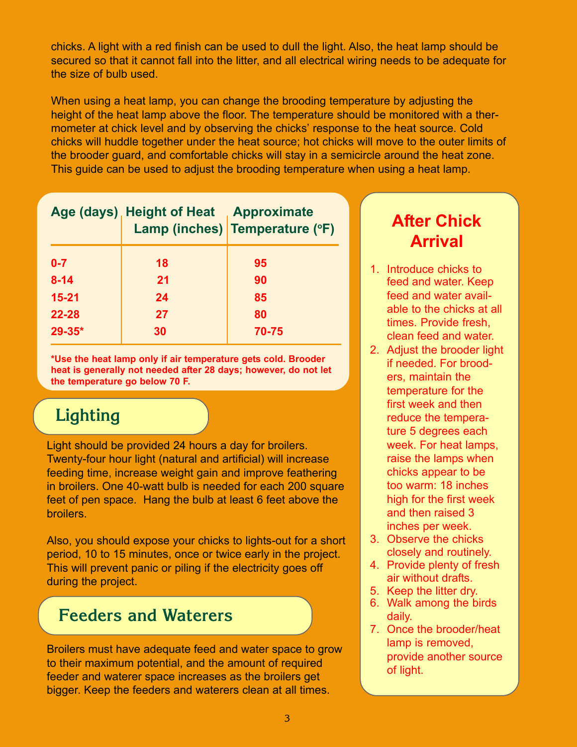chicks. A light with a red finish can be used to dull the light. Also, the heat lamp should be secured so that it cannot fall into the litter, and all electrical wiring needs to be adequate for the size of bulb used.

When using a heat lamp, you can change the brooding temperature by adjusting the height of the heat lamp above the floor. The temperature should be monitored with a thermometer at chick level and by observing the chicks' response to the heat source. Cold chicks will huddle together under the heat source; hot chicks will move to the outer limits of the brooder guard, and comfortable chicks will stay in a semicircle around the heat zone. This guide can be used to adjust the brooding temperature when using a heat lamp.

| Age (days) | Height of Heat Lamp (inches) | Approximate Temperature (°F) |
|---|---|---|
| 0-7 | 18 | 95 |
| 8-14 | 21 | 90 |
| 15-21 | 24 | 85 |
| 22-28 | 27 | 80 |
| 29-35* | 30 | 70-75 |

**\*Use the heat lamp only if air temperature gets cold. Brooder heat is generally not needed after 28 days; however, do not let the temperature go below 70 F.**

## Lighting

Light should be provided 24 hours a day for broilers. Twenty-four hour light (natural and artificial) will increase feeding time, increase weight gain and improve feathering in broilers. One 40-watt bulb is needed for each 200 square feet of pen space. Hang the bulb at least 6 feet above the broilers.

Also, you should expose your chicks to lights-out for a short period, 10 to 15 minutes, once or twice early in the project. This will prevent panic or piling if the electricity goes off during the project.

## Feeders and Waterers

Broilers must have adequate feed and water space to grow to their maximum potential, and the amount of required feeder and waterer space increases as the broilers get bigger. Keep the feeders and waterers clean at all times.

## After Chick Arrival

1. Introduce chicks to feed and water. Keep feed and water available to the chicks at all times. Provide fresh, clean feed and water.
2. Adjust the brooder light if needed. For brooders, maintain the temperature for the first week and then reduce the temperature 5 degrees each week. For heat lamps, raise the lamps when chicks appear to be too warm: 18 inches high for the first week and then raised 3 inches per week.
3. Observe the chicks closely and routinely.
4. Provide plenty of fresh air without drafts.
5. Keep the litter dry.
6. Walk among the birds daily.
7. Once the brooder/heat lamp is removed, provide another source of light.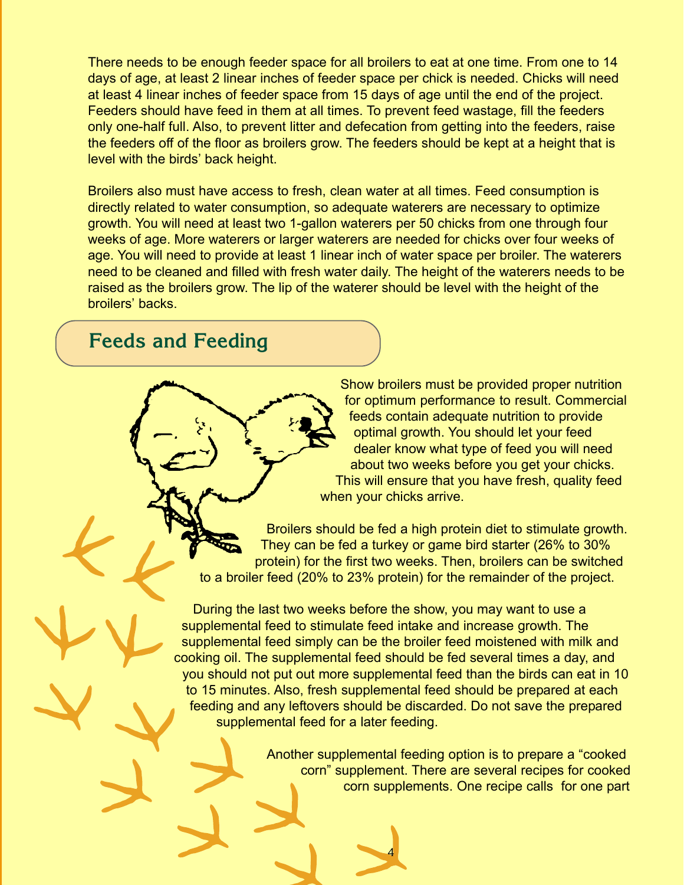There needs to be enough feeder space for all broilers to eat at one time. From one to 14 days of age, at least 2 linear inches of feeder space per chick is needed. Chicks will need at least 4 linear inches of feeder space from 15 days of age until the end of the project. Feeders should have feed in them at all times. To prevent feed wastage, fill the feeders only one-half full. Also, to prevent litter and defecation from getting into the feeders, raise the feeders off of the floor as broilers grow. The feeders should be kept at a height that is level with the birds' back height.

Broilers also must have access to fresh, clean water at all times. Feed consumption is directly related to water consumption, so adequate waterers are necessary to optimize growth. You will need at least two 1-gallon waterers per 50 chicks from one through four weeks of age. More waterers or larger waterers are needed for chicks over four weeks of age. You will need to provide at least 1 linear inch of water space per broiler. The waterers need to be cleaned and filled with fresh water daily. The height of the waterers needs to be raised as the broilers grow. The lip of the waterer should be level with the height of the broilers' backs.

## Feeds and Feeding

Show broilers must be provided proper nutrition for optimum performance to result. Commercial feeds contain adequate nutrition to provide optimal growth. You should let your feed dealer know what type of feed you will need about two weeks before you get your chicks. This will ensure that you have fresh, quality feed when your chicks arrive.

Broilers should be fed a high protein diet to stimulate growth. They can be fed a turkey or game bird starter (26% to 30% protein) for the first two weeks. Then, broilers can be switched to a broiler feed (20% to 23% protein) for the remainder of the project.

During the last two weeks before the show, you may want to use a supplemental feed to stimulate feed intake and increase growth. The supplemental feed simply can be the broiler feed moistened with milk and cooking oil. The supplemental feed should be fed several times a day, and you should not put out more supplemental feed than the birds can eat in 10 to 15 minutes. Also, fresh supplemental feed should be prepared at each feeding and any leftovers should be discarded. Do not save the prepared supplemental feed for a later feeding.

Another supplemental feeding option is to prepare a "cooked corn" supplement. There are several recipes for cooked corn supplements. One recipe calls for one part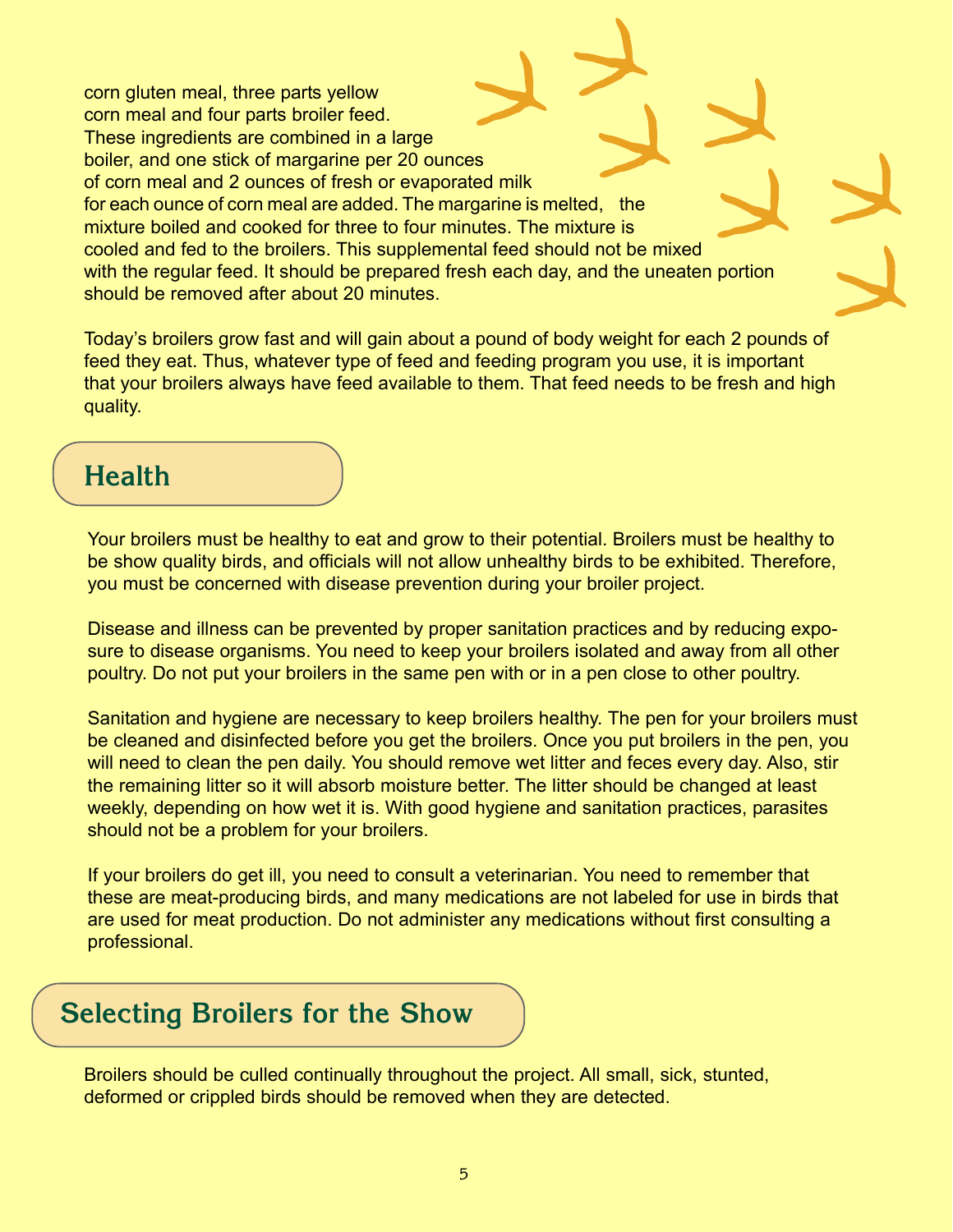corn gluten meal, three parts yellow corn meal and four parts broiler feed. These ingredients are combined in a large boiler, and one stick of margarine per 20 ounces of corn meal and 2 ounces of fresh or evaporated milk for each ounce of corn meal are added. The margarine is melted, the mixture boiled and cooked for three to four minutes. The mixture is cooled and fed to the broilers. This supplemental feed should not be mixed with the regular feed. It should be prepared fresh each day, and the uneaten portion should be removed after about 20 minutes.

Today's broilers grow fast and will gain about a pound of body weight for each 2 pounds of feed they eat. Thus, whatever type of feed and feeding program you use, it is important that your broilers always have feed available to them. That feed needs to be fresh and high quality.

## Health

Your broilers must be healthy to eat and grow to their potential. Broilers must be healthy to be show quality birds, and officials will not allow unhealthy birds to be exhibited. Therefore, you must be concerned with disease prevention during your broiler project.

Disease and illness can be prevented by proper sanitation practices and by reducing exposure to disease organisms. You need to keep your broilers isolated and away from all other poultry. Do not put your broilers in the same pen with or in a pen close to other poultry.

Sanitation and hygiene are necessary to keep broilers healthy. The pen for your broilers must be cleaned and disinfected before you get the broilers. Once you put broilers in the pen, you will need to clean the pen daily. You should remove wet litter and feces every day. Also, stir the remaining litter so it will absorb moisture better. The litter should be changed at least weekly, depending on how wet it is. With good hygiene and sanitation practices, parasites should not be a problem for your broilers.

If your broilers do get ill, you need to consult a veterinarian. You need to remember that these are meat-producing birds, and many medications are not labeled for use in birds that are used for meat production. Do not administer any medications without first consulting a professional.

## Selecting Broilers for the Show

Broilers should be culled continually throughout the project. All small, sick, stunted, deformed or crippled birds should be removed when they are detected.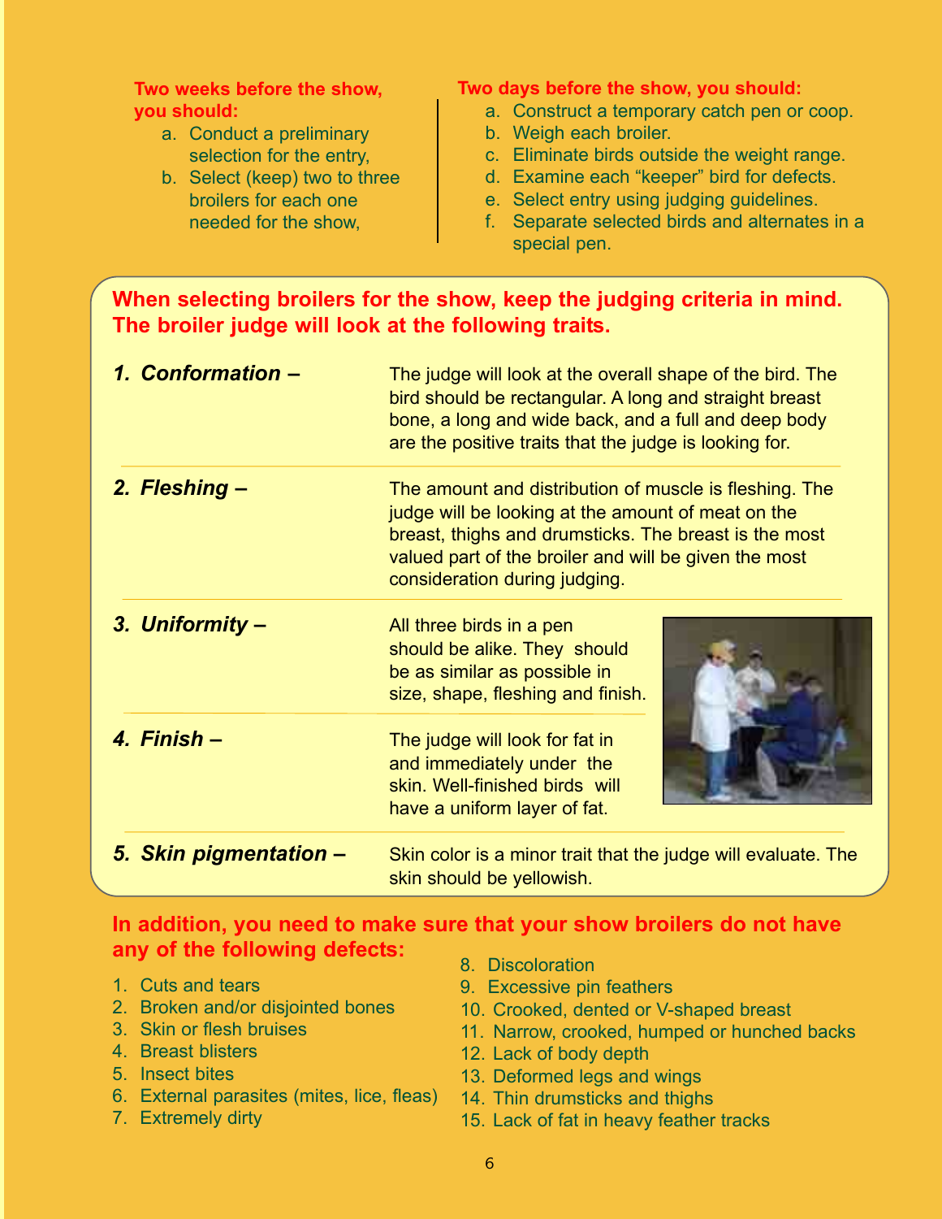**Two weeks before the show, you should:**

a. Conduct a preliminary selection for the entry,
b. Select (keep) two to three broilers for each one needed for the show,

**Two days before the show, you should:**

a. Construct a temporary catch pen or coop.
b. Weigh each broiler.
c. Eliminate birds outside the weight range.
d. Examine each "keeper" bird for defects.
e. Select entry using judging guidelines.
f. Separate selected birds and alternates in a special pen.

## When selecting broilers for the show, keep the judging criteria in mind. The broiler judge will look at the following traits.

**1. *Conformation –*** The judge will look at the overall shape of the bird. The bird should be rectangular. A long and straight breast bone, a long and wide back, and a full and deep body are the positive traits that the judge is looking for.

**2. *Fleshing –*** The amount and distribution of muscle is fleshing. The judge will be looking at the amount of meat on the breast, thighs and drumsticks. The breast is the most valued part of the broiler and will be given the most consideration during judging.

**3. *Uniformity –*** All three birds in a pen should be alike. They should be as similar as possible in size, shape, fleshing and finish.

**4. *Finish –*** The judge will look for fat in and immediately under the skin. Well-finished birds will have a uniform layer of fat.

**5. *Skin pigmentation –*** Skin color is a minor trait that the judge will evaluate. The skin should be yellowish.

## In addition, you need to make sure that your show broilers do not have any of the following defects:

1. Cuts and tears
2. Broken and/or disjointed bones
3. Skin or flesh bruises
4. Breast blisters
5. Insect bites
6. External parasites (mites, lice, fleas)
7. Extremely dirty
8. Discoloration
9. Excessive pin feathers
10. Crooked, dented or V-shaped breast
11. Narrow, crooked, humped or hunched backs
12. Lack of body depth
13. Deformed legs and wings
14. Thin drumsticks and thighs
15. Lack of fat in heavy feather tracks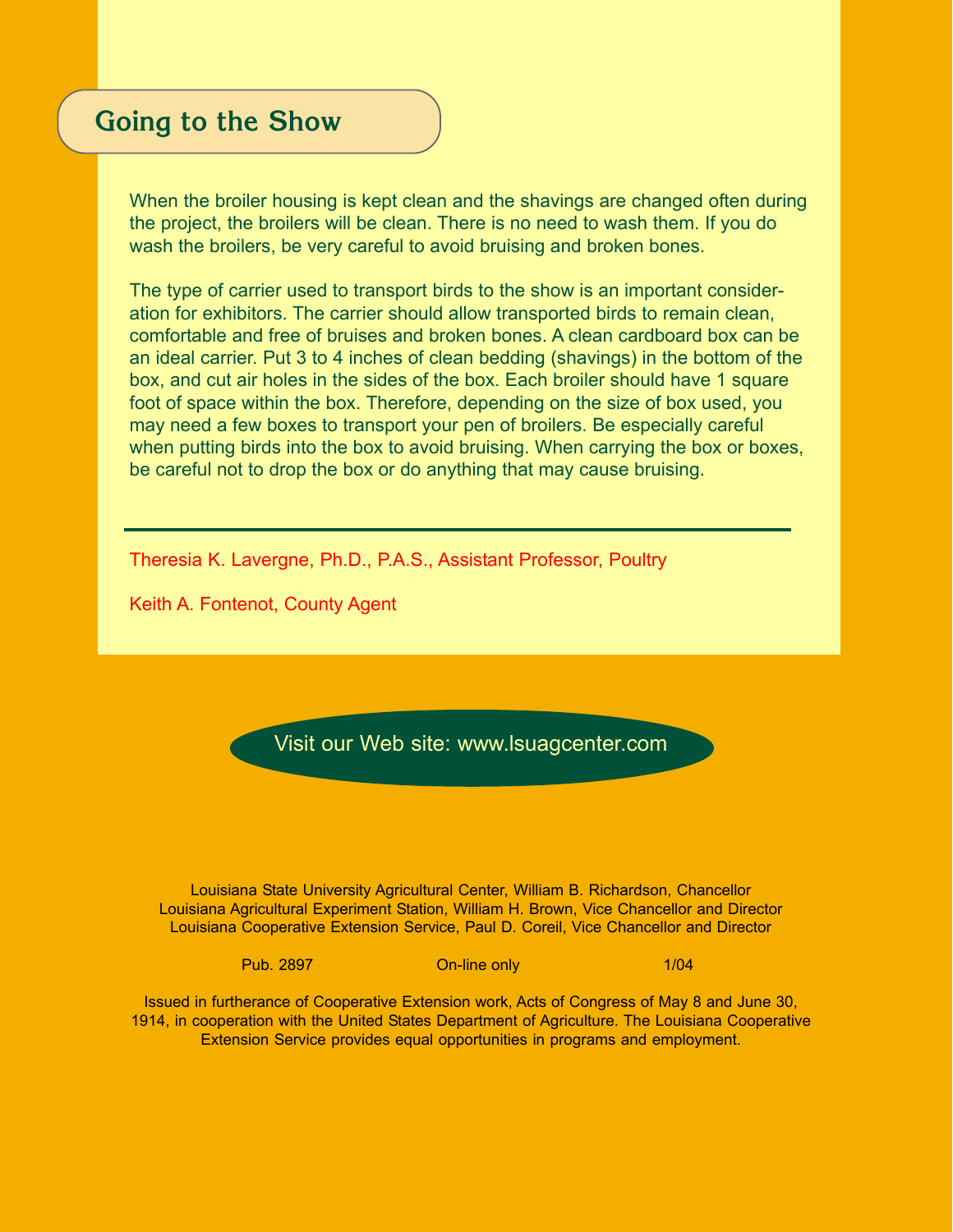## Going to the Show

When the broiler housing is kept clean and the shavings are changed often during the project, the broilers will be clean. There is no need to wash them. If you do wash the broilers, be very careful to avoid bruising and broken bones.

The type of carrier used to transport birds to the show is an important consideration for exhibitors. The carrier should allow transported birds to remain clean, comfortable and free of bruises and broken bones. A clean cardboard box can be an ideal carrier. Put 3 to 4 inches of clean bedding (shavings) in the bottom of the box, and cut air holes in the sides of the box. Each broiler should have 1 square foot of space within the box. Therefore, depending on the size of box used, you may need a few boxes to transport your pen of broilers. Be especially careful when putting birds into the box to avoid bruising. When carrying the box or boxes, be careful not to drop the box or do anything that may cause bruising.

---

Theresia K. Lavergne, Ph.D., P.A.S., Assistant Professor, Poultry

Keith A. Fontenot, County Agent

Visit our Web site: www.lsuagcenter.com

Louisiana State University Agricultural Center, William B. Richardson, Chancellor
Louisiana Agricultural Experiment Station, William H. Brown, Vice Chancellor and Director
Louisiana Cooperative Extension Service, Paul D. Coreil, Vice Chancellor and Director

Pub. 2897 On-line only 1/04

Issued in furtherance of Cooperative Extension work, Acts of Congress of May 8 and June 30, 1914, in cooperation with the United States Department of Agriculture. The Louisiana Cooperative Extension Service provides equal opportunities in programs and employment.